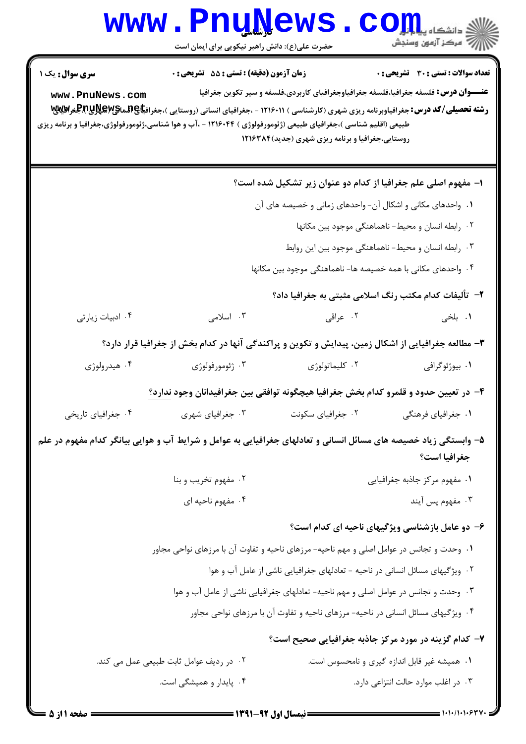**سری سوال:** یک ۱

**زمان آزمون (دقیقه) : تستی : ۵۵ تشریحی : ۰**

**تعداد سوالات : تستی : ۳۰ تشریحی : ۰**

**عنـــوان درس:** فلسفه جغرافیا،فلسفه جغرافیاوجغرافیای کاربردی،فلسفه و سیر تکوین جغرافیا

**رشته تحصیلی/کد درس:** جغرافیاوبرنامه ریزی شهری (کارشناسی ) ۱۲۱۶۰۱۱ - ،جغرافیای انسانی (روستایی )،جغرافیای انسانی (شهری)،جغرافیای طبیعی (اقلیم شناسی )،جغرافیای طبیعی (ژئومورفولوژی ) ۱۲۱۶۰۴۴ - ،آب و هوا شناسی،ژئومورفولوژی،جغرافیا و برنامه ریزی روستایی،جغرافیا و برنامه ریزی شهری (جدید)۱۲۱۶۳۸۴

۱- مفهوم اصلی علم جغرافیا از کدام دو عنوان زیر تشکیل شده است؟

۱. واحدهای مکانی و اشکال آن- واحدهای زمانی و خصیصه های آن

۲. رابطه انسان و محیط- ناهماهنگی موجود بین مکانها

۳. رابطه انسان و محیط- ناهماهنگی موجود بین این روابط

۴. واحدهای مکانی با همه خصیصه ها- ناهماهنگی موجود بین مکانها

۲- تألیفات کدام مکتب رنگ اسلامی مثبتی به جغرافیا داد؟

۱. بلخی ۲. عراقی ۳. اسلامی ۴. ادبیات زیارتی

۳- مطالعه جغرافیایی از اشکال زمین، پیدایش و تکوین و پراکندگی آنها در کدام بخش از جغرافیا قرار دارد؟

۱. بیوژئوگرافی ۲. کلیماتولوژی ۳. ژئومورفولوژی ۴. هیدرولوژی

۴- در تعیین حدود و قلمرو کدام بخش جغرافیا هیچگونه توافقی بین جغرافیدانان وجود ندارد؟

۱. جغرافیای فرهنگی ۲. جغرافیای سکونت ۳. جغرافیای شهری ۴. جغرافیای تاریخی

۵- وابستگی زیاد خصیصه های مسائل انسانی و تعادلهای جغرافیایی به عوامل و شرایط آب و هوایی بیانگر کدام مفهوم در علم جغرافیا است؟

۱. مفهوم مرکز جاذبه جغرافیایی

۲. مفهوم تخریب و بنا

۳. مفهوم پس آیند

۴. مفهوم ناحیه ای

۶- دو عامل بازشناسی ویژگیهای ناحیه ای کدام است؟

۱. وحدت و تجانس در عوامل اصلی و مهم ناحیه- مرزهای ناحیه و تفاوت آن با مرزهای نواحی مجاور

۲. ویژگیهای مسائل انسانی در ناحیه - تعادلهای جغرافیایی ناشی از عامل آب و هوا

۳. وحدت و تجانس در عوامل اصلی و مهم ناحیه- تعادلهای جغرافیایی ناشی از عامل آب و هوا

۴. ویژگیهای مسائل انسانی در ناحیه- مرزهای ناحیه و تفاوت آن با مرزهای نواحی مجاور

۷- کدام گزینه در مورد مرکز جاذبه جغرافیایی صحیح است؟

۱. همیشه غیر قابل اندازه گیری و نامحسوس است.

۲. در ردیف عوامل ثابت طبیعی عمل می کند.

۳. در اغلب موارد حالت انتزاعی دارد.

۴. پایدار و همیشگی است.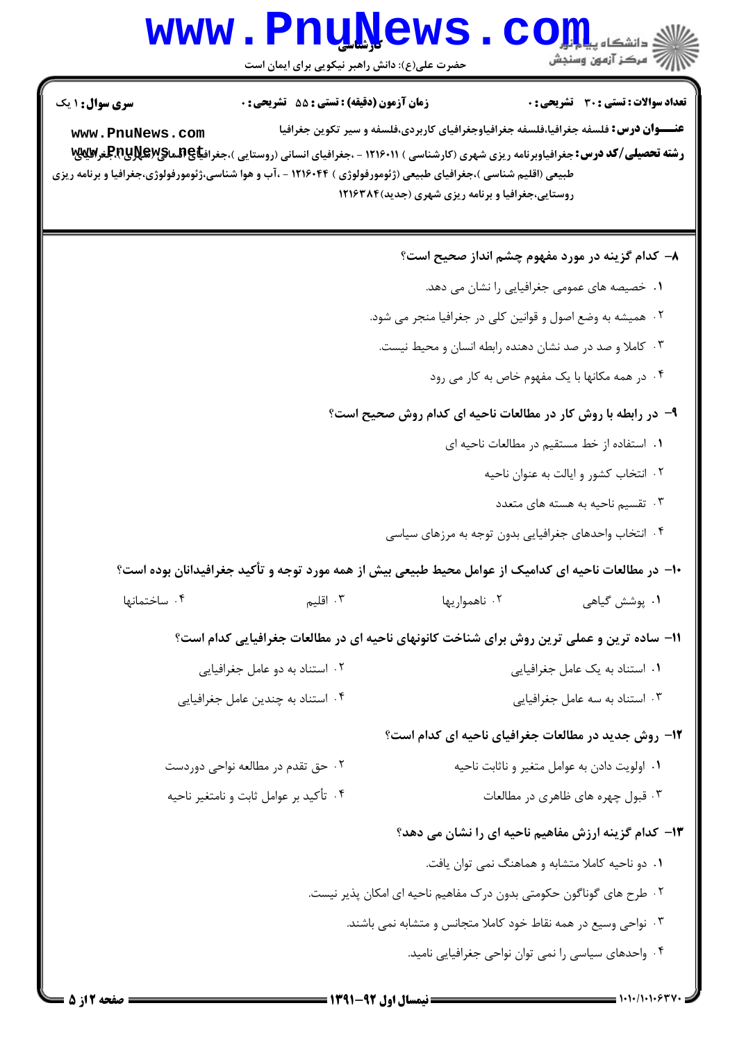**سری سوال:** ۱ یک

**زمان آزمون (دقیقه) : تستی : ۵۵ تشریحی : ۰**

**تعداد سوالات : تستی : ۳۰ تشریحی : ۰**

**عنـــوان درس:** فلسفه جغرافیا،فلسفه جغرافیاوجغرافیای کاربردی،فلسفه و سیر تکوین جغرافیا

**رشته تحصیلی/کد درس:** جغرافیاوبرنامه ریزی شهری (کارشناسی ) ۱۲۱۶۰۱۱ - ،جغرافیای انسانی (روستایی )،جغرافیای انسانی (شهری)،جغرافیای طبیعی (اقلیم شناسی )،جغرافیای طبیعی (ژئومورفولوژی ) ۱۲۱۶۰۴۴ - ،آب و هوا شناسی،ژئومورفولوژی،جغرافیا و برنامه ریزی روستایی،جغرافیا و برنامه ریزی شهری (جدید)۱۲۱۶۳۸۴

**۸- کدام گزینه در مورد مفهوم چشم انداز صحیح است؟**

۱. خصیصه های عمومی جغرافیایی را نشان می دهد.

۲. همیشه به وضع اصول و قوانین کلی در جغرافیا منجر می شود.

۳. کاملا و صد در صد نشان دهنده رابطه انسان و محیط نیست.

۴. در همه مکانها با یک مفهوم خاص به کار می رود

**۹- در رابطه با روش کار در مطالعات ناحیه ای کدام روش صحیح است؟**

۱. استفاده از خط مستقیم در مطالعات ناحیه ای

۲. انتخاب کشور و ایالت به عنوان ناحیه

۳. تقسیم ناحیه به هسته های متعدد

۴. انتخاب واحدهای جغرافیایی بدون توجه به مرزهای سیاسی

**۱۰- در مطالعات ناحیه ای کدامیک از عوامل محیط طبیعی بیش از همه مورد توجه و تأکید جغرافیدانان بوده است؟**

۱. پوشش گیاهی
۲. ناهمواریها
۳. اقلیم
۴. ساختمانها

**۱۱- ساده ترین و عملی ترین روش برای شناخت کانونهای ناحیه ای در مطالعات جغرافیایی کدام است؟**

۱. استناد به یک عامل جغرافیایی
۲. استناد به دو عامل جغرافیایی
۳. استناد به سه عامل جغرافیایی
۴. استناد به چندین عامل جغرافیایی

**۱۲- روش جدید در مطالعات جغرافیای ناحیه ای کدام است؟**

۱. اولویت دادن به عوامل متغیر و ناثابت ناحیه
۲. حق تقدم در مطالعه نواحی دوردست
۳. قبول چهره های ظاهری در مطالعات
۴. تأکید بر عوامل ثابت و نامتغیر ناحیه

**۱۳- کدام گزینه ارزش مفاهیم ناحیه ای را نشان می دهد؟**

۱. دو ناحیه کاملا متشابه و هماهنگ نمی توان یافت.

۲. طرح های گوناگون حکومتی بدون درک مفاهیم ناحیه ای امکان پذیر نیست.

۳. نواحی وسیع در همه نقاط خود کاملا متجانس و متشابه نمی باشند.

۴. واحدهای سیاسی را نمی توان نواحی جغرافیایی نامید.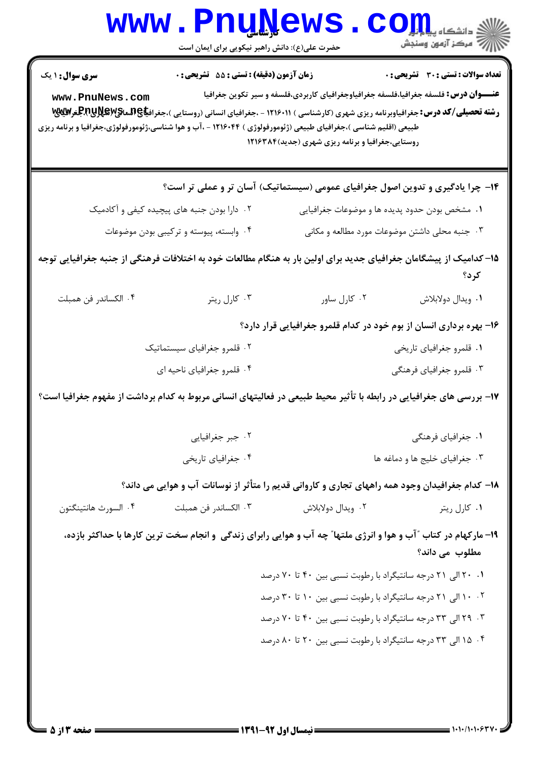**سری سوال:** ۱ یک

**زمان آزمون (دقیقه) : تستی :** ۵۵ **تشریحی :** ۰

**تعداد سوالات : تستی :** ۳۰ **تشریحی :** ۰

**عنـــوان درس:** فلسفه جغرافیا،فلسفه جغرافیاوجغرافیای کاربردی،فلسفه و سیر تکوین جغرافیا

**رشته تحصیلی/کد درس:** جغرافیاوبرنامه ریزی شهری (کارشناسی ) ۱۲۱۶۰۱۱ - ،جغرافیای انسانی (روستایی )،جغرافیای انسانی (شهری )،جغرافیای طبیعی (اقلیم شناسی )،جغرافیای طبیعی (ژئومورفولوژی ) ۱۲۱۶۰۴۴ - ،آب و هوا شناسی،ژئومورفولوژی،جغرافیا و برنامه ریزی روستایی،جغرافیا و برنامه ریزی شهری (جدید)۱۲۱۶۳۸۴

**۱۴- چرا یادگیری و تدوین اصول جغرافیای عمومی (سیستماتیک) آسان تر و عملی تر است؟**

۱. مشخص بودن حدود پدیده ها و موضوعات جغرافیایی

۲. دارا بودن جنبه های پیچیده کیفی و آکادمیک

۳. جنبه محلی داشتن موضوعات مورد مطالعه و مکانی

۴. وابسته، پیوسته و ترکیبی بودن موضوعات

**۱۵- کدامیک از پیشگامان جغرافیای جدید برای اولین بار به هنگام مطالعات خود به اختلافات فرهنگی از جنبه جغرافیایی توجه کرد؟**

۱. ویدال دولابلاش

۲. کارل ساور

۳. کارل ریتر

۴. الکساندر فن همبلت

**۱۶- بهره برداری انسان از بوم خود در کدام قلمرو جغرافیایی قرار دارد؟**

۱. قلمرو جغرافیای تاریخی

۲. قلمرو جغرافیای سیستماتیک

۳. قلمرو جغرافیای فرهنگی

۴. قلمرو جغرافیای ناحیه ای

**۱۷- بررسی های جغرافیایی در رابطه با تأثیر محیط طبیعی در فعالیتهای انسانی مربوط به کدام برداشت از مفهوم جغرافیا است؟**

۱. جغرافیای فرهنگی

۲. جبر جغرافیایی

۳. جغرافیای خلیج ها و دماغه ها

۴. جغرافیای تاریخی

**۱۸- کدام جغرافیدان وجود همه راههای تجاری و کاروانی قدیم را متأثر از نوسانات آب و هوایی می داند؟**

۱. کارل ریتر

۲. ویدال دولابلاش

۳. الکساندر فن همبلت

۴. السورث هانتینگتون

**۱۹- مارکهام در کتاب "آب و هوا و انرژی ملتها" چه آب و هوایی رابرای زندگی و انجام سخت ترین کارها با حداکثر بازده، مطلوب می داند؟**

۱. ۲۰ الی ۲۱ درجه سانتیگراد با رطوبت نسبی بین ۴۰ تا ۷۰ درصد

۲. ۱۰ الی ۲۱ درجه سانتیگراد با رطوبت نسبی بین ۱۰ تا ۳۰ درصد

۳. ۲۹ الی ۳۳ درجه سانتیگراد با رطوبت نسبی بین ۴۰ تا ۷۰ درصد

۴. ۱۵ الی ۳۳ درجه سانتیگراد با رطوبت نسبی بین ۲۰ تا ۸۰ درصد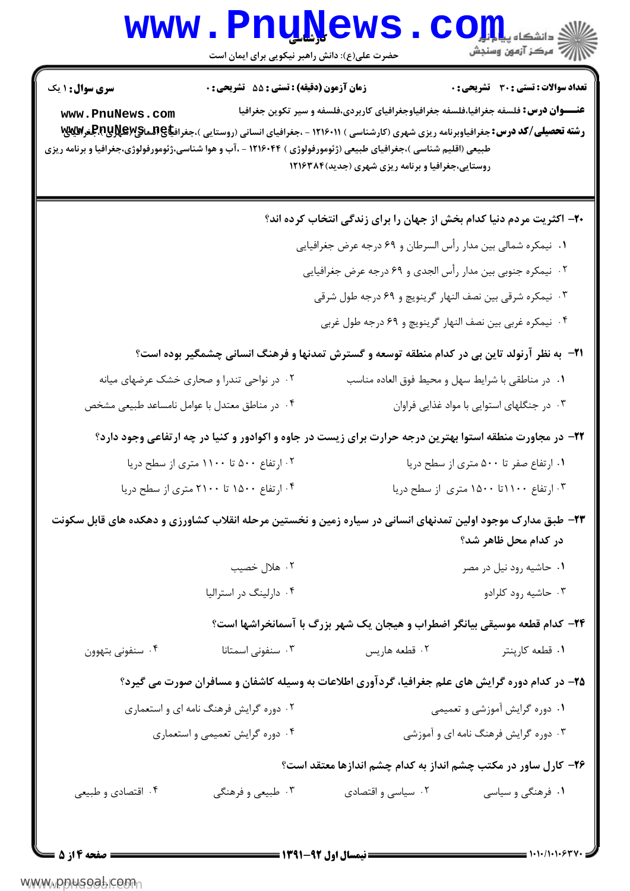**تعداد سوالات : تستی : ۳۰ تشریحی : ۰** | **زمان آزمون (دقیقه) : تستی : ۵۵ تشریحی : ۰** | **سری سوال : ۱ یک**

**عنـــوان درس:** فلسفه جغرافیا،فلسفه جغرافیاوجغرافیای کاربردی،فلسفه و سیر تکوین جغرافیا

**رشته تحصیلی/کد درس:** جغرافیاوبرنامه ریزی شهری (کارشناسی ) ۱۲۱۶۰۱۱ - ،جغرافیای انسانی (روستایی )،جغرافیای انسانی (شهری )،جغرافیای طبیعی (اقلیم شناسی )،جغرافیای طبیعی (ژئومورفولوژی ) ۱۲۱۶۰۴۴ - ،آب و هوا شناسی،ژئومورفولوژی،جغرافیا و برنامه ریزی روستایی،جغرافیا و برنامه ریزی شهری (جدید)۱۲۱۶۳۸۴

۲۰- اکثریت مردم دنیا کدام بخش از جهان را برای زندگی انتخاب کرده اند؟

۱. نیمکره شمالی بین مدار رأس السرطان و ۶۹ درجه عرض جغرافیایی

۲. نیمکره جنوبی بین مدار رأس الجدی و ۶۹ درجه عرض جغرافیایی

۳. نیمکره شرقی بین نصف النهار گرینویچ و ۶۹ درجه طول شرقی

۴. نیمکره غربی بین نصف النهار گرینویچ و ۶۹ درجه طول غربی

۲۱- به نظر آرنولد تاین بی در کدام منطقه توسعه و گسترش تمدنها و فرهنگ انسانی چشمگیر بوده است؟

۱. در مناطقی با شرایط سهل و محیط فوق العاده مناسب

۲. در نواحی تندرا و صحاری خشک عرضهای میانه

۳. در جنگلهای استوایی با مواد غذایی فراوان

۴. در مناطق معتدل با عوامل نامساعد طبیعی مشخص

۲۲- در مجاورت منطقه استوا بهترین درجه حرارت برای زیست در جاوه و اکوادور و کنیا در چه ارتفاعی وجود دارد؟

۱. ارتفاع صفر تا ۵۰۰ متری از سطح دریا

۲. ارتفاع ۵۰۰ تا ۱۱۰۰ متری از سطح دریا

۳. ارتفاع ۱۱۰۰تا ۱۵۰۰ متری از سطح دریا

۴. ارتفاع ۱۵۰۰ تا ۲۱۰۰ متری از سطح دریا

۲۳- طبق مدارک موجود اولین تمدنهای انسانی در سیاره زمین و نخستین مرحله انقلاب کشاورزی و دهکده های قابل سکونت در کدام محل ظاهر شد؟

۱. حاشیه رود نیل در مصر

۲. هلال خصیب

۳. حاشیه رود کلرادو

۴. دارلینگ در استرالیا

۲۴- کدام قطعه موسیقی بیانگر اضطراب و هیجان یک شهر بزرگ با آسمانخراشها است؟

۱. قطعه کارپنتر

۲. قطعه هاریس

۳. سنفونی اسمتانا

۴. سنفونی بتهوون

۲۵- در کدام دوره گرایش های علم جغرافیا، گردآوری اطلاعات به وسیله کاشفان و مسافران صورت می گیرد؟

۱. دوره گرایش آموزشی و تعمیمی

۲. دوره گرایش فرهنگ نامه ای و استعماری

۳. دوره گرایش فرهنگ نامه ای و آموزشی

۴. دوره گرایش تعمیمی و استعماری

۲۶- کارل ساور در مکتب چشم انداز به کدام چشم اندازها معتقد است؟

۱. فرهنگی و سیاسی

۲. سیاسی و اقتصادی

۳. طبیعی و فرهنگی

۴. اقتصادی و طبیعی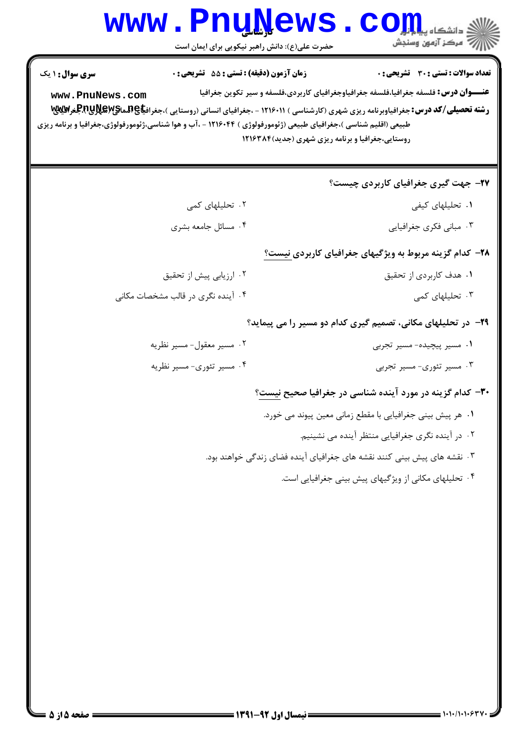**سری سوال:** ۱ یک

**زمان آزمون (دقیقه) : تستی :** ۵۵ **تشریحی :** ۰

**تعداد سوالات : تستی :** ۳۰ **تشریحی :** ۰

**عنـــوان درس:** فلسفه جغرافیا،فلسفه جغرافیاوجغرافیای کاربردی،فلسفه و سیر تکوین جغرافیا

**رشته تحصیلی/کد درس:** جغرافیاوبرنامه ریزی شهری (کارشناسی ) ۱۲۱۶۰۱۱ - ،جغرافیای انسانی (روستایی )،جغرافیای انسانی (شهری )،جغرافیای طبیعی (اقلیم شناسی )،جغرافیای طبیعی (ژئومورفولوژی ) ۱۲۱۶۰۴۴ - ،آب و هوا شناسی،ژئومورفولوژی،جغرافیا و برنامه ریزی روستایی،جغرافیا و برنامه ریزی شهری (جدید)۱۲۱۶۳۸۴

**۲۷- جهت گیری جغرافیای کاربردی چیست؟**

۱. تحلیلهای کیفی

۲. تحلیلهای کمی

۳. مبانی فکری جغرافیایی

۴. مسائل جامعه بشری

**۲۸- کدام گزینه مربوط به ویژگیهای جغرافیای کاربردی نیست؟**

۱. هدف کاربردی از تحقیق

۲. ارزیابی پیش از تحقیق

۳. تحلیلهای کمی

۴. آینده نگری در قالب مشخصات مکانی

**۲۹- در تحلیلهای مکانی، تصمیم گیری کدام دو مسیر را می پیماید؟**

۱. مسیر پیچیده- مسیر تجربی

۲. مسیر معقول- مسیر نظریه

۳. مسیر تئوری- مسیر تجربی

۴. مسیر تئوری- مسیر نظریه

**۳۰- کدام گزینه در مورد آینده شناسی در جغرافیا صحیح نیست؟**

۱. هر پیش بینی جغرافیایی با مقطع زمانی معین پیوند می خورد.

۲. در آینده نگری جغرافیایی منتظر آینده می نشینیم.

۳. نقشه های پیش بینی کنند نقشه های جغرافیای آینده فضای زندگی خواهند بود.

۴. تحلیلهای مکانی از ویژگیهای پیش بینی جغرافیایی است.